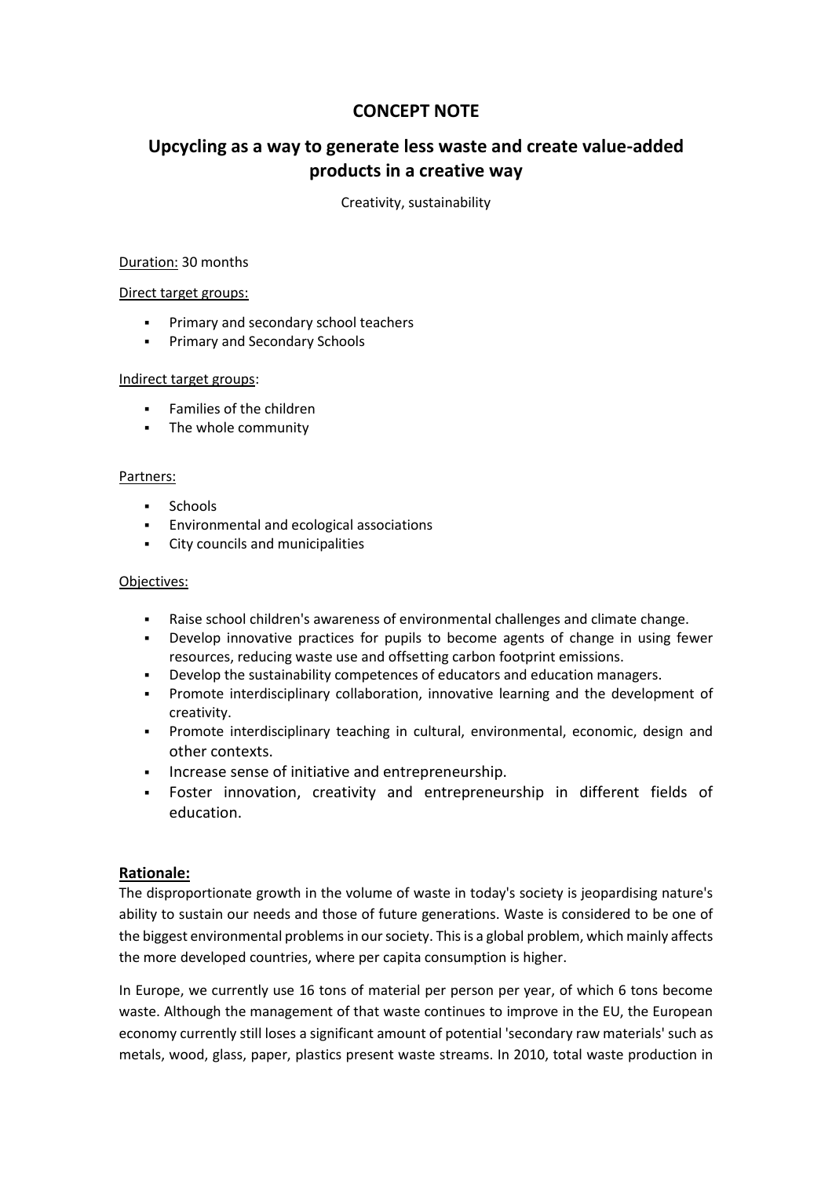# CONCEPT NOTE

## Upcycling as a way to generate less waste and create value-added products in a creative way

Creativity, sustainability

Duration: 30 months

Direct target groups:

- Primary and secondary school teachers
- Primary and Secondary Schools

Indirect target groups:

- Families of the children
- The whole community

Partners:

- Schools
- Environmental and ecological associations
- City councils and municipalities

Objectives:

- Raise school children's awareness of environmental challenges and climate change.
- Develop innovative practices for pupils to become agents of change in using fewer resources, reducing waste use and offsetting carbon footprint emissions.
- Develop the sustainability competences of educators and education managers.
- Promote interdisciplinary collaboration, innovative learning and the development of creativity.
- Promote interdisciplinary teaching in cultural, environmental, economic, design and other contexts.
- Increase sense of initiative and entrepreneurship.
- Foster innovation, creativity and entrepreneurship in different fields of education.

**Rationale:**

The disproportionate growth in the volume of waste in today's society is jeopardising nature's ability to sustain our needs and those of future generations. Waste is considered to be one of the biggest environmental problems in our society. This is a global problem, which mainly affects the more developed countries, where per capita consumption is higher.

In Europe, we currently use 16 tons of material per person per year, of which 6 tons become waste. Although the management of that waste continues to improve in the EU, the European economy currently still loses a significant amount of potential 'secondary raw materials' such as metals, wood, glass, paper, plastics present waste streams. In 2010, total waste production in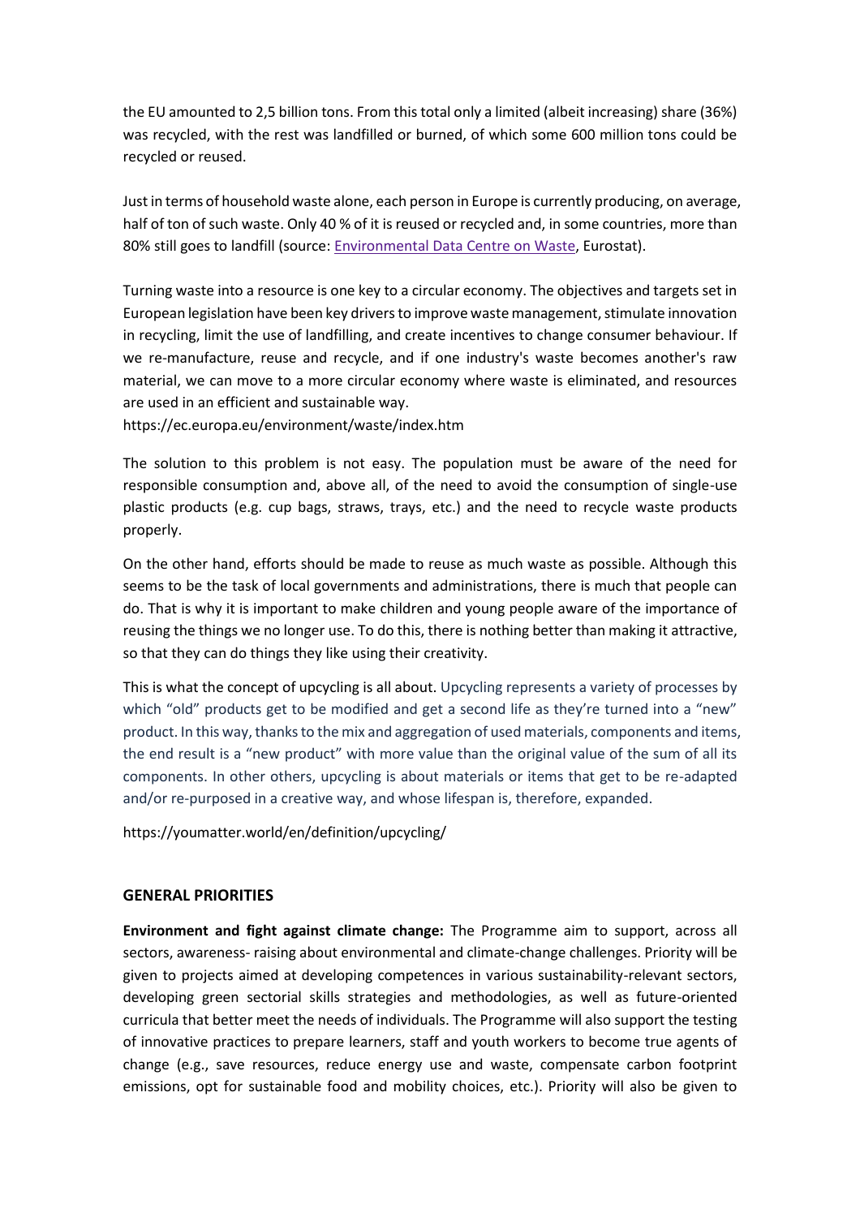the EU amounted to 2,5 billion tons. From this total only a limited (albeit increasing) share (36%) was recycled, with the rest was landfilled or burned, of which some 600 million tons could be recycled or reused.

Just in terms of household waste alone, each person in Europe is currently producing, on average, half of ton of such waste. Only 40 % of it is reused or recycled and, in some countries, more than 80% still goes to landfill (source: Environmental Data Centre on Waste, Eurostat).

Turning waste into a resource is one key to a circular economy. The objectives and targets set in European legislation have been key drivers to improve waste management, stimulate innovation in recycling, limit the use of landfilling, and create incentives to change consumer behaviour. If we re-manufacture, reuse and recycle, and if one industry's waste becomes another's raw material, we can move to a more circular economy where waste is eliminated, and resources are used in an efficient and sustainable way.
https://ec.europa.eu/environment/waste/index.htm

The solution to this problem is not easy. The population must be aware of the need for responsible consumption and, above all, of the need to avoid the consumption of single-use plastic products (e.g. cup bags, straws, trays, etc.) and the need to recycle waste products properly.

On the other hand, efforts should be made to reuse as much waste as possible. Although this seems to be the task of local governments and administrations, there is much that people can do. That is why it is important to make children and young people aware of the importance of reusing the things we no longer use. To do this, there is nothing better than making it attractive, so that they can do things they like using their creativity.

This is what the concept of upcycling is all about. Upcycling represents a variety of processes by which "old" products get to be modified and get a second life as they're turned into a "new" product. In this way, thanks to the mix and aggregation of used materials, components and items, the end result is a "new product" with more value than the original value of the sum of all its components. In other others, upcycling is about materials or items that get to be re-adapted and/or re-purposed in a creative way, and whose lifespan is, therefore, expanded.

https://youmatter.world/en/definition/upcycling/

## GENERAL PRIORITIES

**Environment and fight against climate change:** The Programme aim to support, across all sectors, awareness- raising about environmental and climate-change challenges. Priority will be given to projects aimed at developing competences in various sustainability-relevant sectors, developing green sectorial skills strategies and methodologies, as well as future-oriented curricula that better meet the needs of individuals. The Programme will also support the testing of innovative practices to prepare learners, staff and youth workers to become true agents of change (e.g., save resources, reduce energy use and waste, compensate carbon footprint emissions, opt for sustainable food and mobility choices, etc.). Priority will also be given to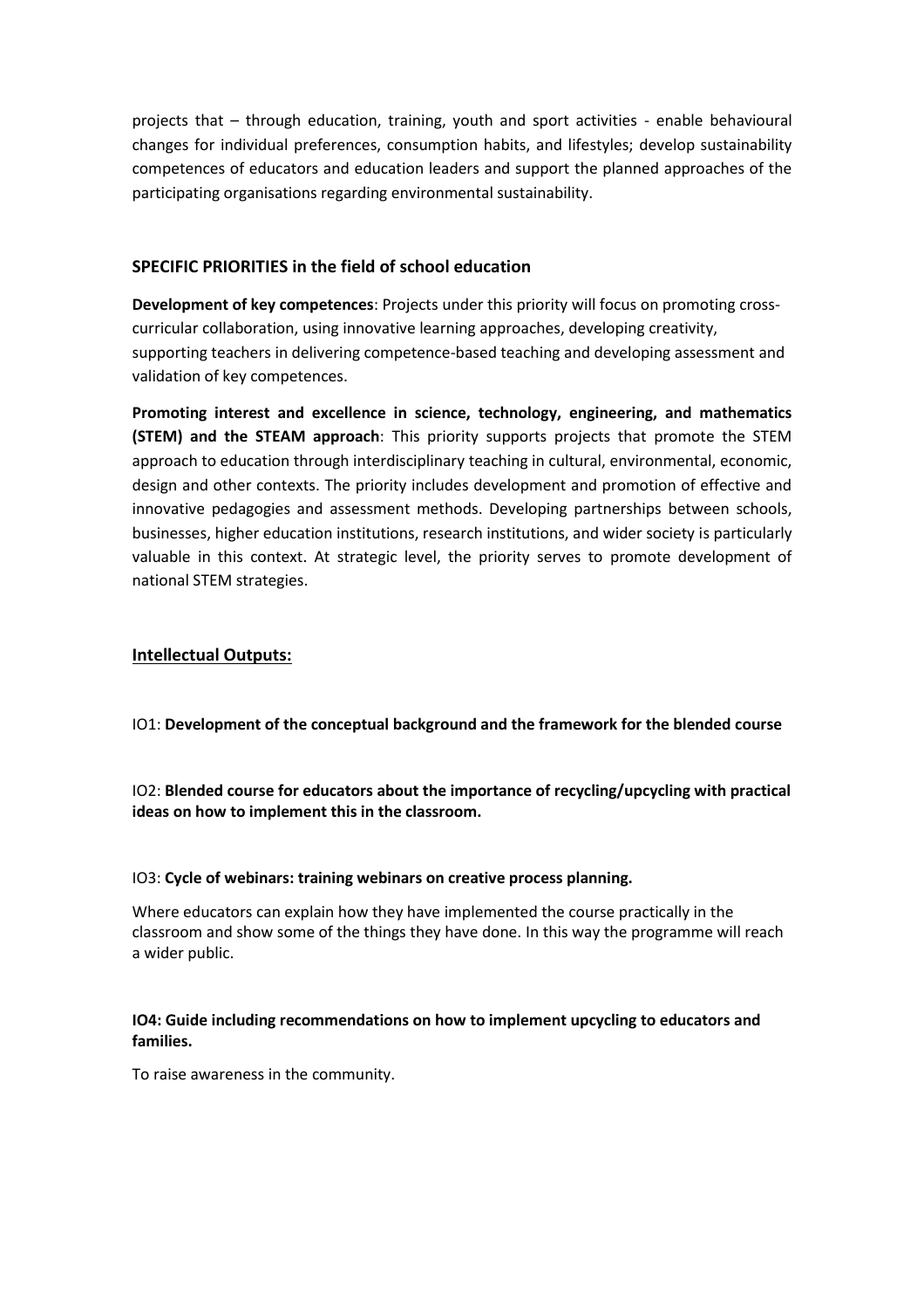projects that – through education, training, youth and sport activities - enable behavioural changes for individual preferences, consumption habits, and lifestyles; develop sustainability competences of educators and education leaders and support the planned approaches of the participating organisations regarding environmental sustainability.

## SPECIFIC PRIORITIES in the field of school education

**Development of key competences**: Projects under this priority will focus on promoting cross-curricular collaboration, using innovative learning approaches, developing creativity, supporting teachers in delivering competence-based teaching and developing assessment and validation of key competences.

**Promoting interest and excellence in science, technology, engineering, and mathematics (STEM) and the STEAM approach**: This priority supports projects that promote the STEM approach to education through interdisciplinary teaching in cultural, environmental, economic, design and other contexts. The priority includes development and promotion of effective and innovative pedagogies and assessment methods. Developing partnerships between schools, businesses, higher education institutions, research institutions, and wider society is particularly valuable in this context. At strategic level, the priority serves to promote development of national STEM strategies.

## Intellectual Outputs:

IO1: **Development of the conceptual background and the framework for the blended course**

IO2: **Blended course for educators about the importance of recycling/upcycling with practical ideas on how to implement this in the classroom.**

IO3: **Cycle of webinars: training webinars on creative process planning.**

Where educators can explain how they have implemented the course practically in the classroom and show some of the things they have done. In this way the programme will reach a wider public.

**IO4: Guide including recommendations on how to implement upcycling to educators and families.**

To raise awareness in the community.